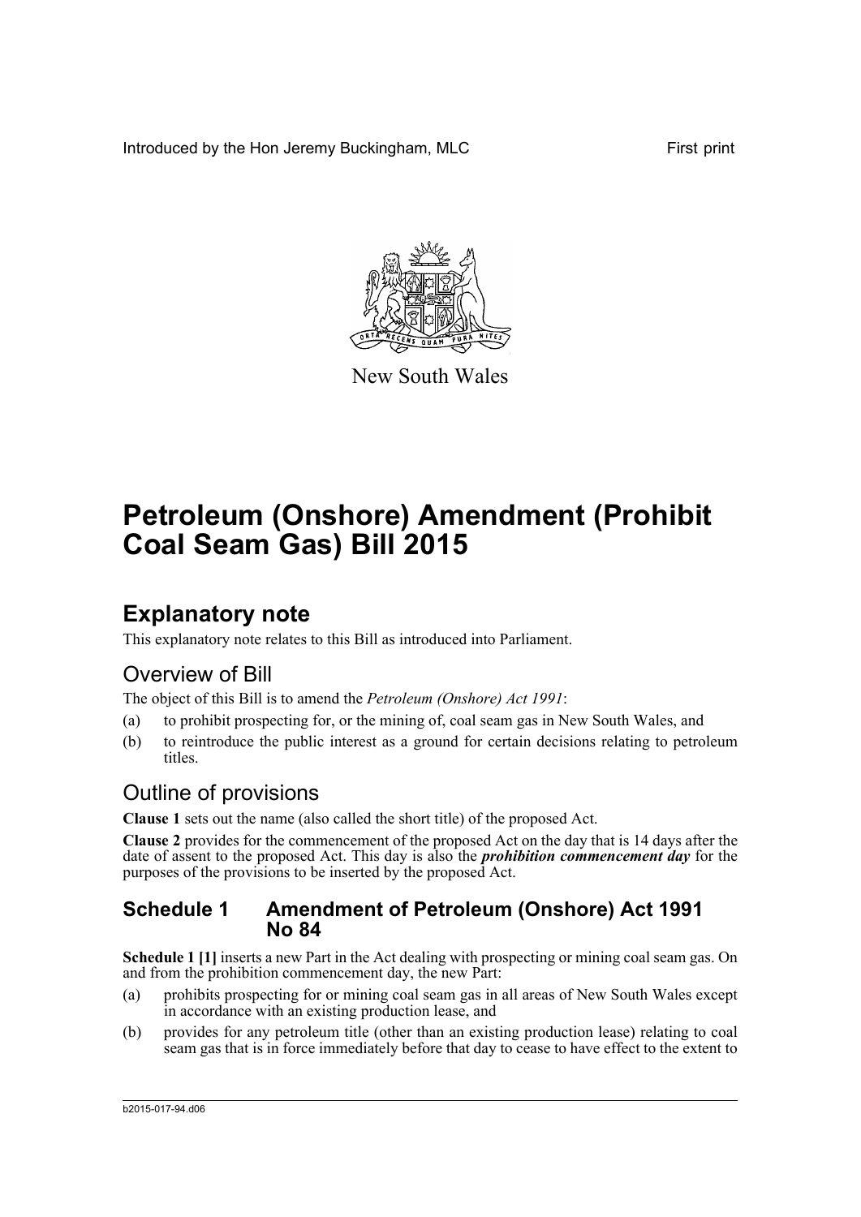Introduced by the Hon Jeremy Buckingham, MLC First print

New South Wales

# Petroleum (Onshore) Amendment (Prohibit Coal Seam Gas) Bill 2015

## Explanatory note

This explanatory note relates to this Bill as introduced into Parliament.

### Overview of Bill

The object of this Bill is to amend the *Petroleum (Onshore) Act 1991*:

(a) to prohibit prospecting for, or the mining of, coal seam gas in New South Wales, and

(b) to reintroduce the public interest as a ground for certain decisions relating to petroleum titles.

### Outline of provisions

**Clause 1** sets out the name (also called the short title) of the proposed Act.

**Clause 2** provides for the commencement of the proposed Act on the day that is 14 days after the date of assent to the proposed Act. This day is also the ***prohibition commencement day*** for the purposes of the provisions to be inserted by the proposed Act.

## Schedule 1 Amendment of Petroleum (Onshore) Act 1991 No 84

**Schedule 1 [1]** inserts a new Part in the Act dealing with prospecting or mining coal seam gas. On and from the prohibition commencement day, the new Part:

(a) prohibits prospecting for or mining coal seam gas in all areas of New South Wales except in accordance with an existing production lease, and

(b) provides for any petroleum title (other than an existing production lease) relating to coal seam gas that is in force immediately before that day to cease to have effect to the extent to

b2015-017-94.d06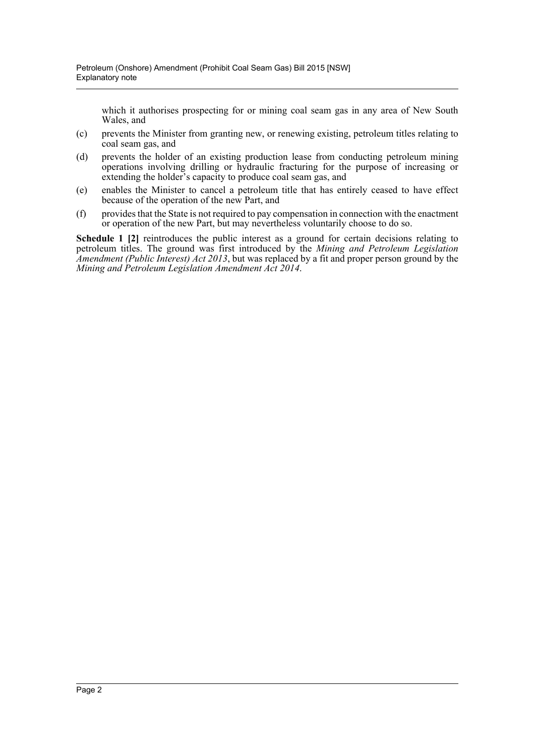which it authorises prospecting for or mining coal seam gas in any area of New South Wales, and

(c) prevents the Minister from granting new, or renewing existing, petroleum titles relating to coal seam gas, and

(d) prevents the holder of an existing production lease from conducting petroleum mining operations involving drilling or hydraulic fracturing for the purpose of increasing or extending the holder's capacity to produce coal seam gas, and

(e) enables the Minister to cancel a petroleum title that has entirely ceased to have effect because of the operation of the new Part, and

(f) provides that the State is not required to pay compensation in connection with the enactment or operation of the new Part, but may nevertheless voluntarily choose to do so.

**Schedule 1 [2]** reintroduces the public interest as a ground for certain decisions relating to petroleum titles. The ground was first introduced by the *Mining and Petroleum Legislation Amendment (Public Interest) Act 2013*, but was replaced by a fit and proper person ground by the *Mining and Petroleum Legislation Amendment Act 2014*.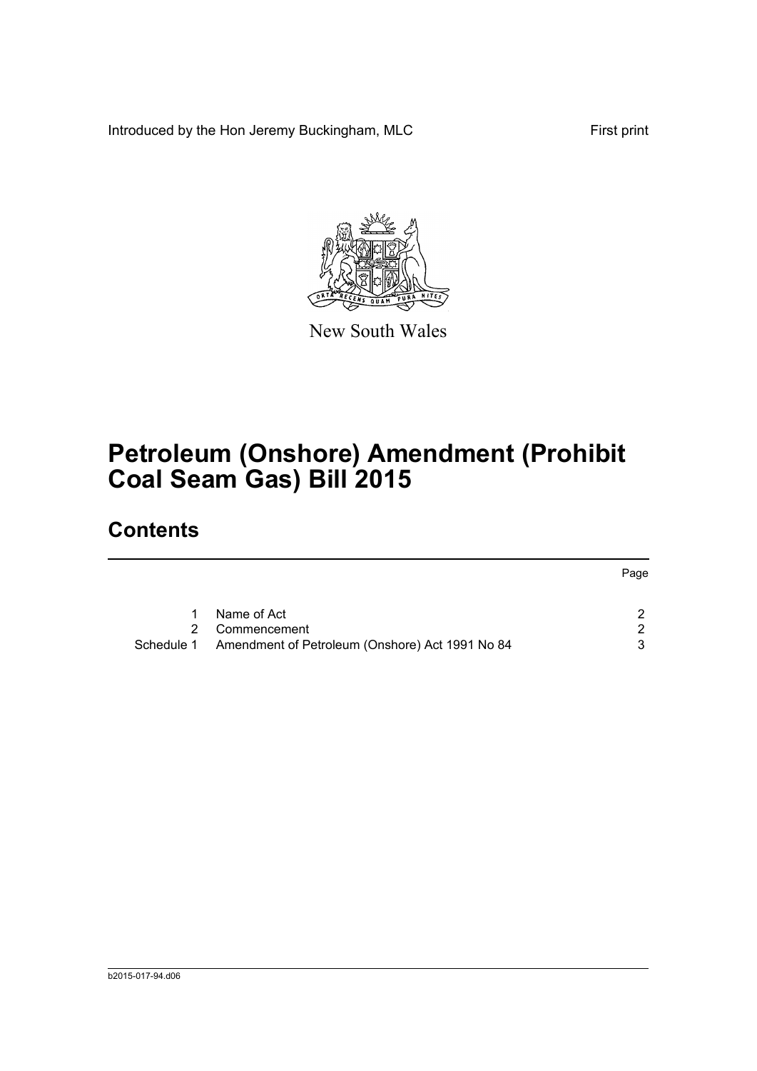Introduced by the Hon Jeremy Buckingham, MLC

First print

New South Wales

# Petroleum (Onshore) Amendment (Prohibit Coal Seam Gas) Bill 2015

## Contents

| | | Page |
|---|---|---|
| 1 | Name of Act | 2 |
| 2 | Commencement | 2 |
| Schedule 1 | Amendment of Petroleum (Onshore) Act 1991 No 84 | 3 |

b2015-017-94.d06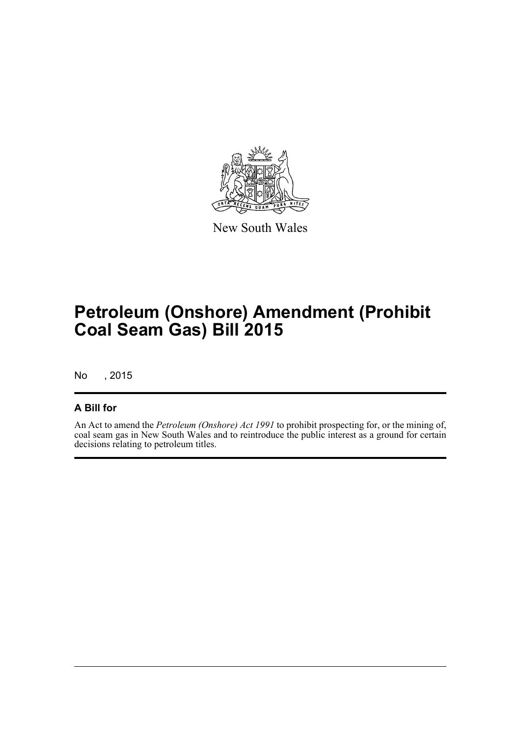New South Wales

# Petroleum (Onshore) Amendment (Prohibit Coal Seam Gas) Bill 2015

No , 2015

## A Bill for

An Act to amend the *Petroleum (Onshore) Act 1991* to prohibit prospecting for, or the mining of, coal seam gas in New South Wales and to reintroduce the public interest as a ground for certain decisions relating to petroleum titles.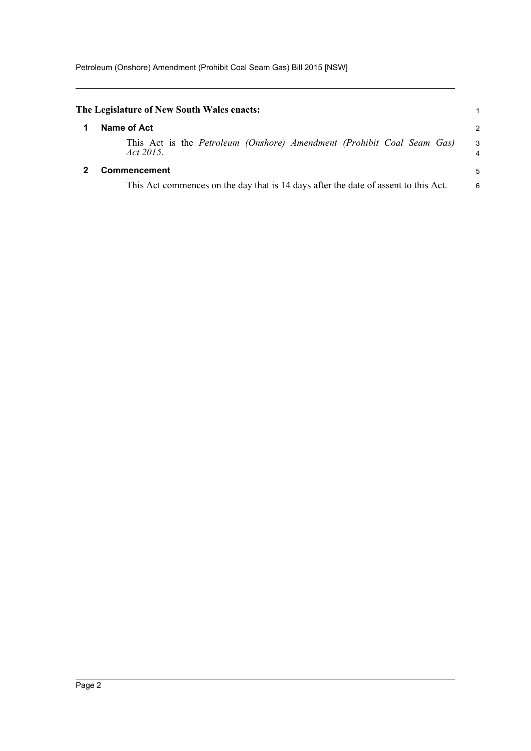**The Legislature of New South Wales enacts:**

## 1 Name of Act

This Act is the *Petroleum (Onshore) Amendment (Prohibit Coal Seam Gas) Act 2015*.

## 2 Commencement

This Act commences on the day that is 14 days after the date of assent to this Act.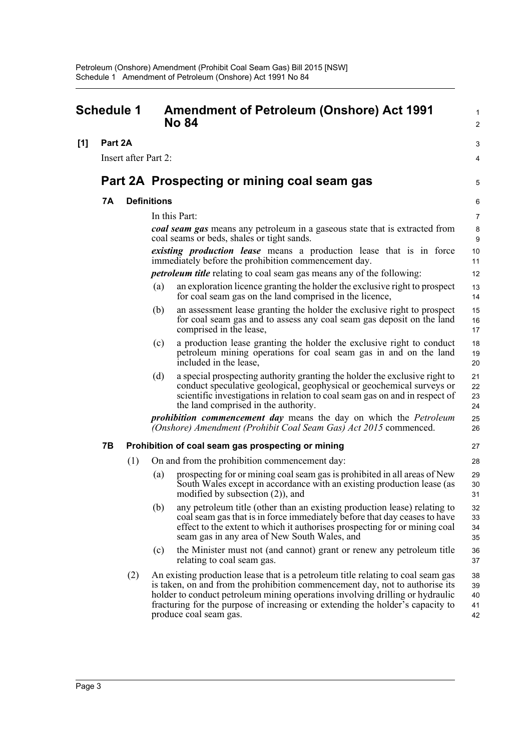# Schedule 1 Amendment of Petroleum (Onshore) Act 1991 No 84

**[1] Part 2A**

Insert after Part 2:

## Part 2A Prospecting or mining coal seam gas

### 7A Definitions

In this Part:

***coal seam gas*** means any petroleum in a gaseous state that is extracted from coal seams or beds, shales or tight sands.

***existing production lease*** means a production lease that is in force immediately before the prohibition commencement day.

***petroleum title*** relating to coal seam gas means any of the following:

- (a) an exploration licence granting the holder the exclusive right to prospect for coal seam gas on the land comprised in the licence,
- (b) an assessment lease granting the holder the exclusive right to prospect for coal seam gas and to assess any coal seam gas deposit on the land comprised in the lease,
- (c) a production lease granting the holder the exclusive right to conduct petroleum mining operations for coal seam gas in and on the land included in the lease,
- (d) a special prospecting authority granting the holder the exclusive right to conduct speculative geological, geophysical or geochemical surveys or scientific investigations in relation to coal seam gas on and in respect of the land comprised in the authority.

***prohibition commencement day*** means the day on which the *Petroleum (Onshore) Amendment (Prohibit Coal Seam Gas) Act 2015* commenced.

### 7B Prohibition of coal seam gas prospecting or mining

(1) On and from the prohibition commencement day:

- (a) prospecting for or mining coal seam gas is prohibited in all areas of New South Wales except in accordance with an existing production lease (as modified by subsection (2)), and
- (b) any petroleum title (other than an existing production lease) relating to coal seam gas that is in force immediately before that day ceases to have effect to the extent to which it authorises prospecting for or mining coal seam gas in any area of New South Wales, and
- (c) the Minister must not (and cannot) grant or renew any petroleum title relating to coal seam gas.

(2) An existing production lease that is a petroleum title relating to coal seam gas is taken, on and from the prohibition commencement day, not to authorise its holder to conduct petroleum mining operations involving drilling or hydraulic fracturing for the purpose of increasing or extending the holder's capacity to produce coal seam gas.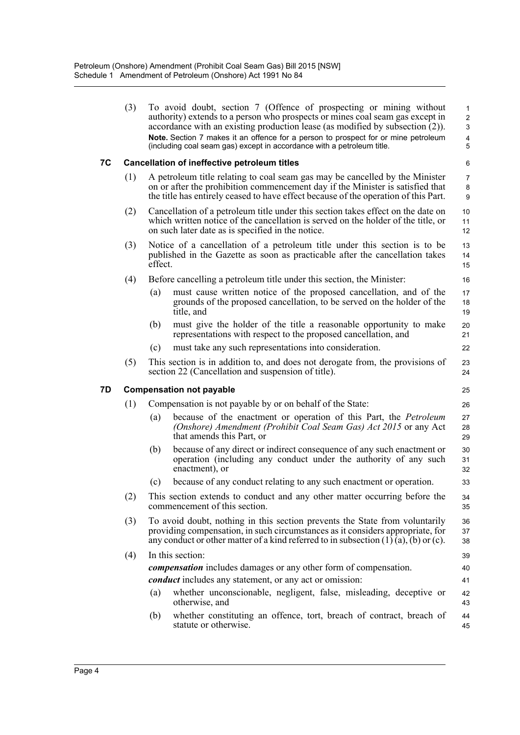(3) To avoid doubt, section 7 (Offence of prospecting or mining without authority) extends to a person who prospects or mines coal seam gas except in accordance with an existing production lease (as modified by subsection (2)).

**Note.** Section 7 makes it an offence for a person to prospect for or mine petroleum (including coal seam gas) except in accordance with a petroleum title.

### 7C Cancellation of ineffective petroleum titles

(1) A petroleum title relating to coal seam gas may be cancelled by the Minister on or after the prohibition commencement day if the Minister is satisfied that the title has entirely ceased to have effect because of the operation of this Part.

(2) Cancellation of a petroleum title under this section takes effect on the date on which written notice of the cancellation is served on the holder of the title, or on such later date as is specified in the notice.

(3) Notice of a cancellation of a petroleum title under this section is to be published in the Gazette as soon as practicable after the cancellation takes effect.

(4) Before cancelling a petroleum title under this section, the Minister:

- (a) must cause written notice of the proposed cancellation, and of the grounds of the proposed cancellation, to be served on the holder of the title, and
- (b) must give the holder of the title a reasonable opportunity to make representations with respect to the proposed cancellation, and
- (c) must take any such representations into consideration.

(5) This section is in addition to, and does not derogate from, the provisions of section 22 (Cancellation and suspension of title).

### 7D Compensation not payable

(1) Compensation is not payable by or on behalf of the State:

- (a) because of the enactment or operation of this Part, the *Petroleum (Onshore) Amendment (Prohibit Coal Seam Gas) Act 2015* or any Act that amends this Part, or
- (b) because of any direct or indirect consequence of any such enactment or operation (including any conduct under the authority of any such enactment), or
- (c) because of any conduct relating to any such enactment or operation.

(2) This section extends to conduct and any other matter occurring before the commencement of this section.

(3) To avoid doubt, nothing in this section prevents the State from voluntarily providing compensation, in such circumstances as it considers appropriate, for any conduct or other matter of a kind referred to in subsection (1) (a), (b) or (c).

(4) In this section:

***compensation*** includes damages or any other form of compensation.

***conduct*** includes any statement, or any act or omission:

- (a) whether unconscionable, negligent, false, misleading, deceptive or otherwise, and
- (b) whether constituting an offence, tort, breach of contract, breach of statute or otherwise.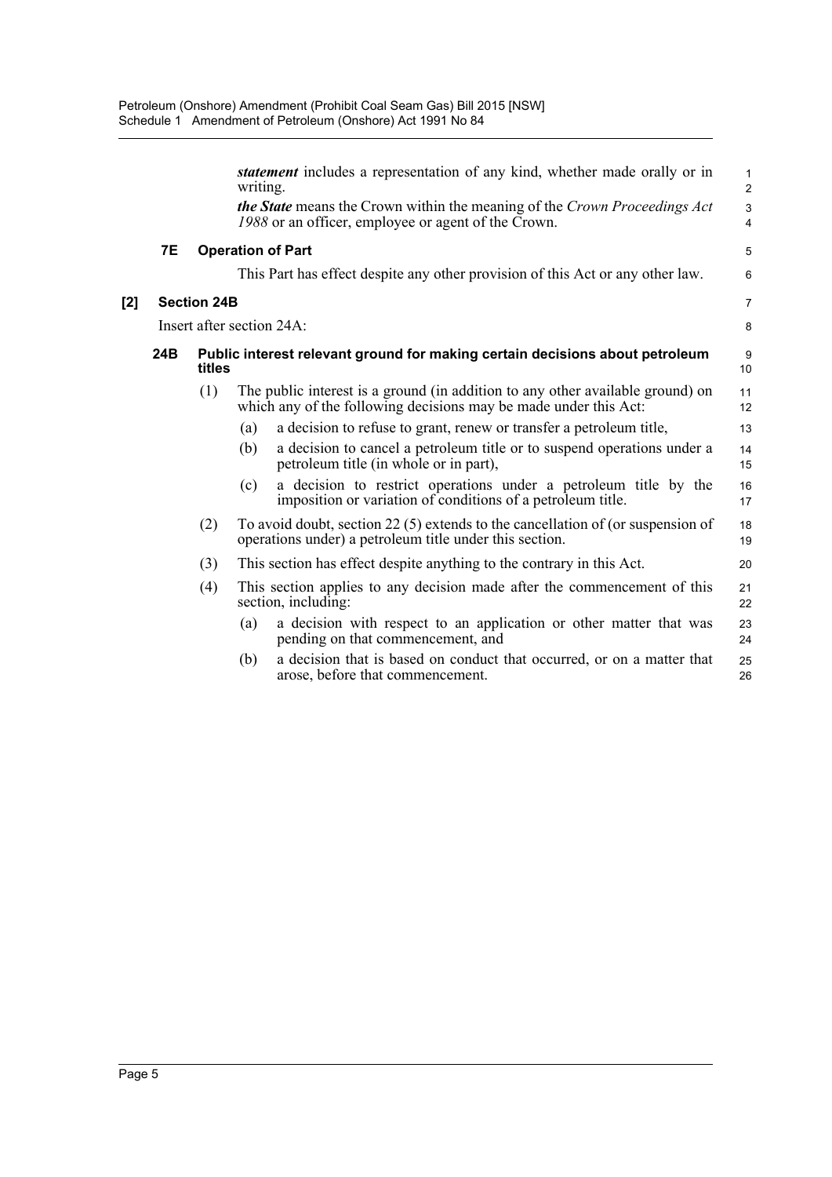***statement*** includes a representation of any kind, whether made orally or in writing.

***the State*** means the Crown within the meaning of the *Crown Proceedings Act 1988* or an officer, employee or agent of the Crown.

### 7E Operation of Part

This Part has effect despite any other provision of this Act or any other law.

## [2] Section 24B

Insert after section 24A:

### 24B Public interest relevant ground for making certain decisions about petroleum titles

(1) The public interest is a ground (in addition to any other available ground) on which any of the following decisions may be made under this Act:

(a) a decision to refuse to grant, renew or transfer a petroleum title,

(b) a decision to cancel a petroleum title or to suspend operations under a petroleum title (in whole or in part),

(c) a decision to restrict operations under a petroleum title by the imposition or variation of conditions of a petroleum title.

(2) To avoid doubt, section 22 (5) extends to the cancellation of (or suspension of operations under) a petroleum title under this section.

(3) This section has effect despite anything to the contrary in this Act.

(4) This section applies to any decision made after the commencement of this section, including:

(a) a decision with respect to an application or other matter that was pending on that commencement, and

(b) a decision that is based on conduct that occurred, or on a matter that arose, before that commencement.